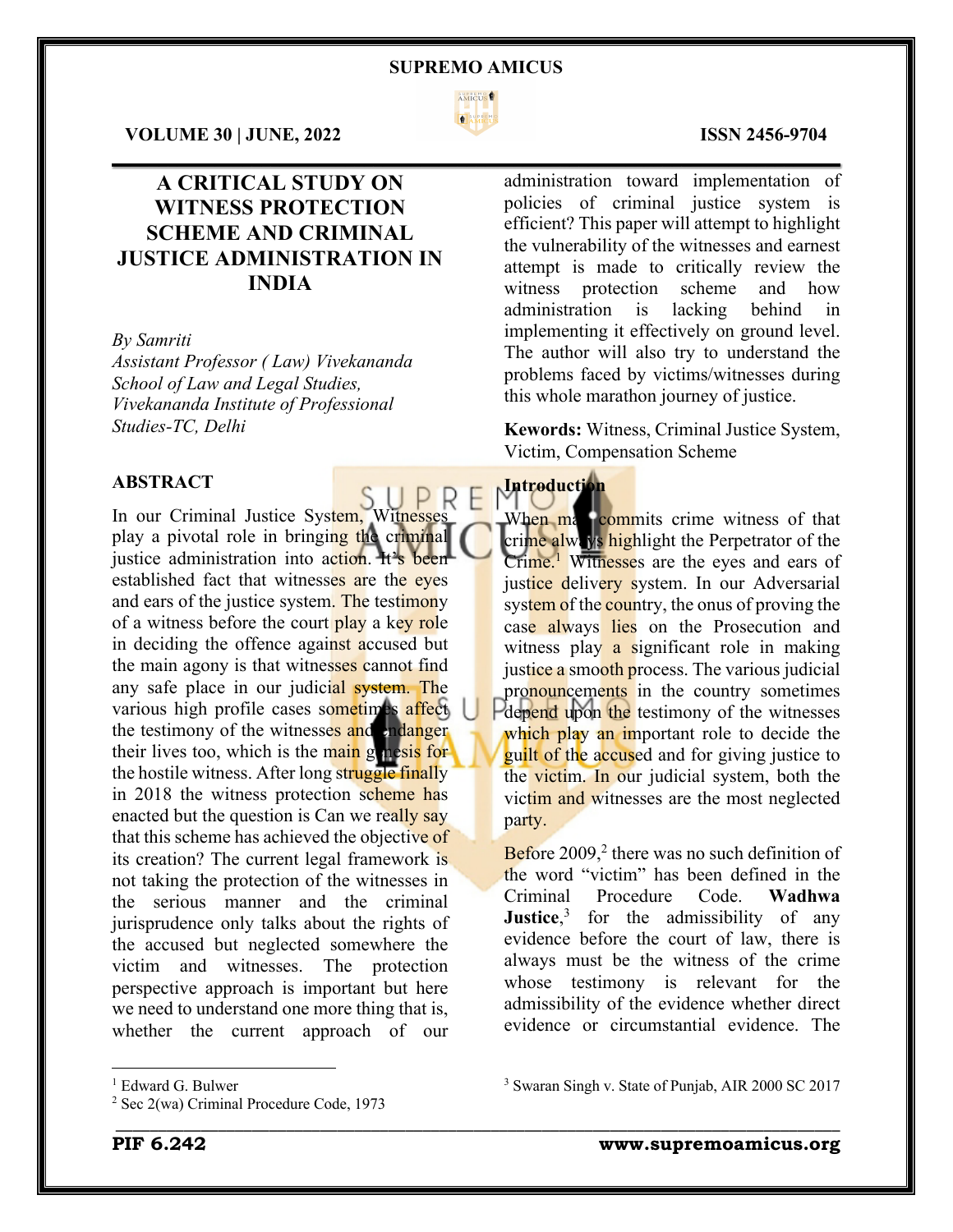# A CRITICAL STUDY ON WITNESS PROTECTION SCHEME AND CRIMINAL JUSTICE ADMINISTRATION IN INDIA

*By Samriti*
*Assistant Professor ( Law) Vivekananda School of Law and Legal Studies, Vivekananda Institute of Professional Studies-TC, Delhi*

## ABSTRACT

In our Criminal Justice System, Witnesses play a pivotal role in bringing the criminal justice administration into action. It's been established fact that witnesses are the eyes and ears of the justice system. The testimony of a witness before the court play a key role in deciding the offence against accused but the main agony is that witnesses cannot find any safe place in our judicial system. The various high profile cases sometimes affect the testimony of the witnesses and endanger their lives too, which is the main genesis for the hostile witness. After long struggle finally in 2018 the witness protection scheme has enacted but the question is Can we really say that this scheme has achieved the objective of its creation? The current legal framework is not taking the protection of the witnesses in the serious manner and the criminal jurisprudence only talks about the rights of the accused but neglected somewhere the victim and witnesses. The protection perspective approach is important but here we need to understand one more thing that is, whether the current approach of our administration toward implementation of policies of criminal justice system is efficient? This paper will attempt to highlight the vulnerability of the witnesses and earnest attempt is made to critically review the witness protection scheme and how administration is lacking behind in implementing it effectively on ground level. The author will also try to understand the problems faced by victims/witnesses during this whole marathon journey of justice.

**Kewords:** Witness, Criminal Justice System, Victim, Compensation Scheme

## Introduction

When man commits crime witness of that crime always highlight the Perpetrator of the Crime.[1] Witnesses are the eyes and ears of justice delivery system. In our Adversarial system of the country, the onus of proving the case always lies on the Prosecution and witness play a significant role in making justice a smooth process. The various judicial pronouncements in the country sometimes depend upon the testimony of the witnesses which play an important role to decide the guilt of the accused and for giving justice to the victim. In our judicial system, both the victim and witnesses are the most neglected party.

Before 2009,[2] there was no such definition of the word "victim" has been defined in the Criminal Procedure Code. **Wadhwa Justice**,[3] for the admissibility of any evidence before the court of law, there is always must be the witness of the crime whose testimony is relevant for the admissibility of the evidence whether direct evidence or circumstantial evidence. The

---

[1] Edward G. Bulwer
[2] Sec 2(wa) Criminal Procedure Code, 1973
[3] Swaran Singh v. State of Punjab, AIR 2000 SC 2017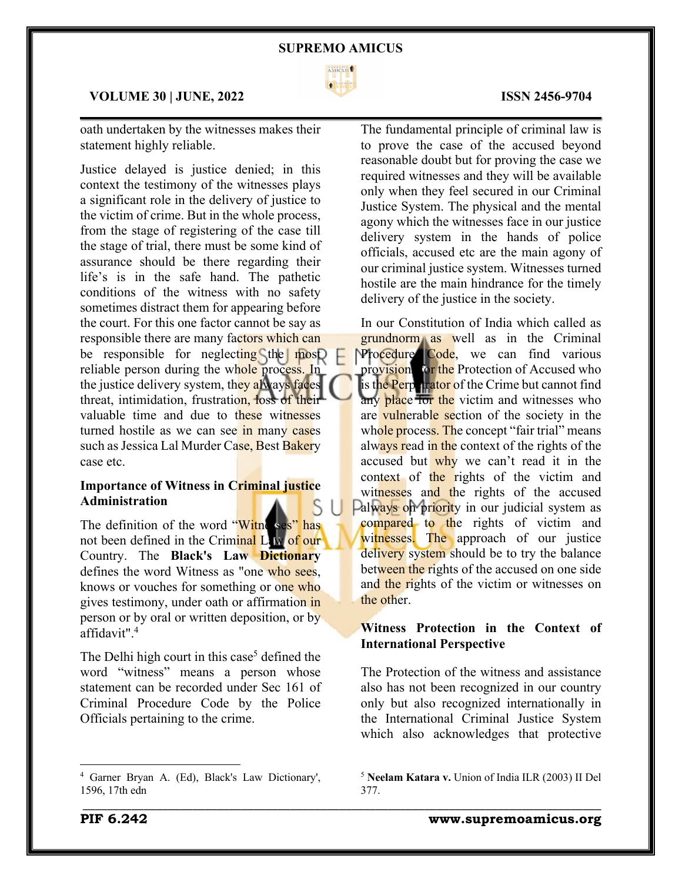oath undertaken by the witnesses makes their statement highly reliable.

Justice delayed is justice denied; in this context the testimony of the witnesses plays a significant role in the delivery of justice to the victim of crime. But in the whole process, from the stage of registering of the case till the stage of trial, there must be some kind of assurance should be there regarding their life's is in the safe hand. The pathetic conditions of the witness with no safety sometimes distract them for appearing before the court. For this one factor cannot be say as responsible there are many factors which can be responsible for neglecting the most reliable person during the whole process. In the justice delivery system, they always faces threat, intimidation, frustration, loss of their valuable time and due to these witnesses turned hostile as we can see in many cases such as Jessica Lal Murder Case, Best Bakery case etc.

**Importance of Witness in Criminal justice Administration**

The definition of the word "Witnesses" has not been defined in the Criminal Law of our Country. The **Black's Law Dictionary** defines the word Witness as "one who sees, knows or vouches for something or one who gives testimony, under oath or affirmation in person or by oral or written deposition, or by affidavit".[4]

The Delhi high court in this case[5] defined the word "witness" means a person whose statement can be recorded under Sec 161 of Criminal Procedure Code by the Police Officials pertaining to the crime.

The fundamental principle of criminal law is to prove the case of the accused beyond reasonable doubt but for proving the case we required witnesses and they will be available only when they feel secured in our Criminal Justice System. The physical and the mental agony which the witnesses face in our justice delivery system in the hands of police officials, accused etc are the main agony of our criminal justice system. Witnesses turned hostile are the main hindrance for the timely delivery of the justice in the society.

In our Constitution of India which called as grundnorm as well as in the Criminal Procedure Code, we can find various provision for the Protection of Accused who is the Perpetrator of the Crime but cannot find any place for the victim and witnesses who are vulnerable section of the society in the whole process. The concept "fair trial" means always read in the context of the rights of the accused but why we can't read it in the context of the rights of the victim and witnesses and the rights of the accused always on priority in our judicial system as compared to the rights of victim and witnesses. The approach of our justice delivery system should be to try the balance between the rights of the accused on one side and the rights of the victim or witnesses on the other.

**Witness Protection in the Context of International Perspective**

The Protection of the witness and assistance also has not been recognized in our country only but also recognized internationally in the International Criminal Justice System which also acknowledges that protective

---

[4] Garner Bryan A. (Ed), Black's Law Dictionary', 1596, 17th edn

[5] **Neelam Katara v.** Union of India ILR (2003) II Del 377.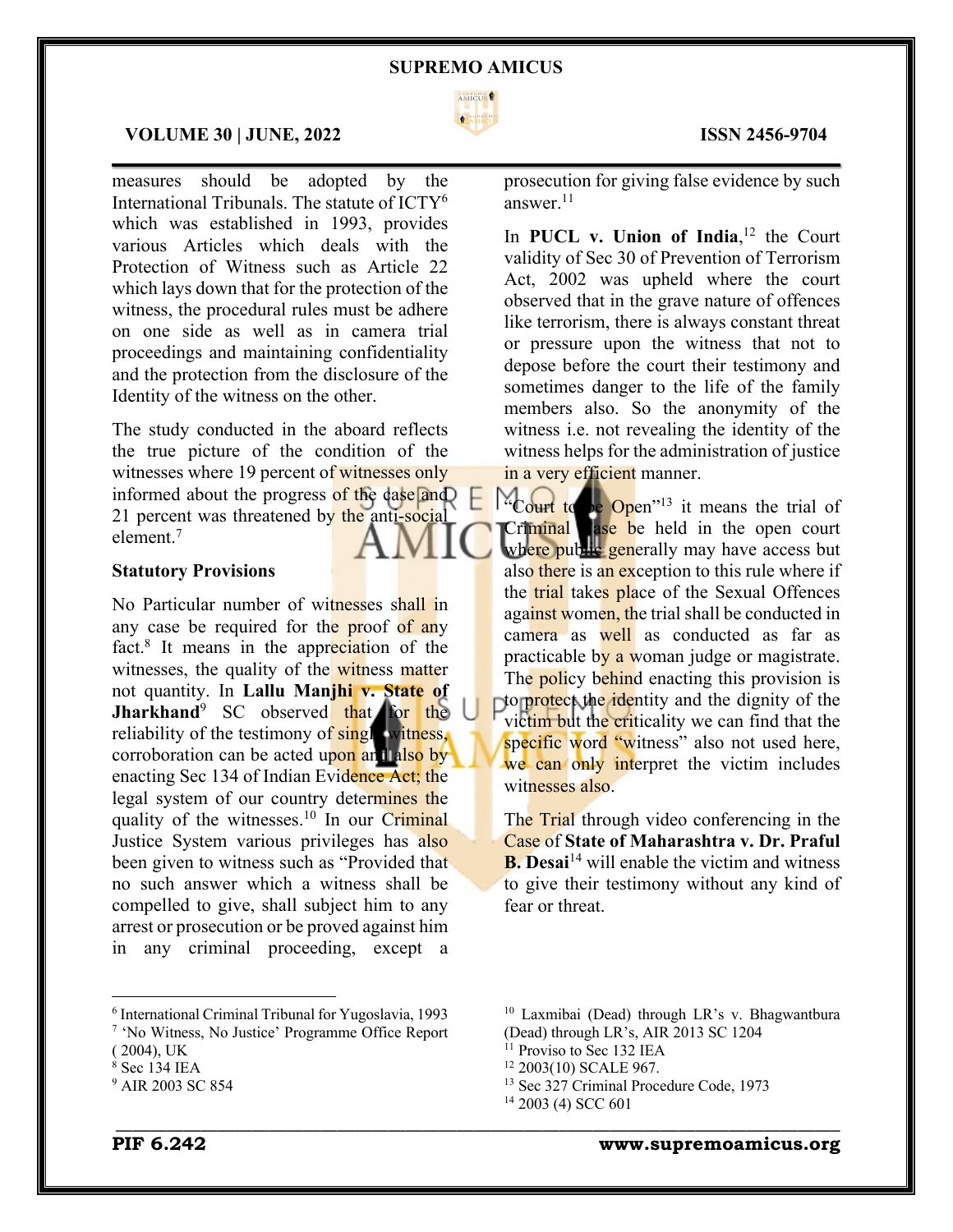measures should be adopted by the International Tribunals. The statute of ICTY[6] which was established in 1993, provides various Articles which deals with the Protection of Witness such as Article 22 which lays down that for the protection of the witness, the procedural rules must be adhere on one side as well as in camera trial proceedings and maintaining confidentiality and the protection from the disclosure of the Identity of the witness on the other.

The study conducted in the aboard reflects the true picture of the condition of the witnesses where 19 percent of witnesses only informed about the progress of the case and 21 percent was threatened by the anti-social element.[7]

**Statutory Provisions**

No Particular number of witnesses shall in any case be required for the proof of any fact.[8] It means in the appreciation of the witnesses, the quality of the witness matter not quantity. In **Lallu Manjhi v. State of Jharkhand**[9] SC observed that for the reliability of the testimony of single witness, corroboration can be acted upon and also by enacting Sec 134 of Indian Evidence Act; the legal system of our country determines the quality of the witnesses.[10] In our Criminal Justice System various privileges has also been given to witness such as "Provided that no such answer which a witness shall be compelled to give, shall subject him to any arrest or prosecution or be proved against him in any criminal proceeding, except a prosecution for giving false evidence by such answer.[11]

In **PUCL v. Union of India**,[12] the Court validity of Sec 30 of Prevention of Terrorism Act, 2002 was upheld where the court observed that in the grave nature of offences like terrorism, there is always constant threat or pressure upon the witness that not to depose before the court their testimony and sometimes danger to the life of the family members also. So the anonymity of the witness i.e. not revealing the identity of the witness helps for the administration of justice in a very efficient manner.

"Court to be Open"[13] it means the trial of Criminal case be held in the open court where public generally may have access but also there is an exception to this rule where if the trial takes place of the Sexual Offences against women, the trial shall be conducted in camera as well as conducted as far as practicable by a woman judge or magistrate. The policy behind enacting this provision is to protect the identity and the dignity of the victim but the criticality we can find that the specific word "witness" also not used here, we can only interpret the victim includes witnesses also.

The Trial through video conferencing in the Case of **State of Maharashtra v. Dr. Praful B. Desai**[14] will enable the victim and witness to give their testimony without any kind of fear or threat.

---

[6] International Criminal Tribunal for Yugoslavia, 1993

[7] 'No Witness, No Justice' Programme Office Report ( 2004), UK

[8] Sec 134 IEA

[9] AIR 2003 SC 854

[10] Laxmibai (Dead) through LR's v. Bhagwantbura (Dead) through LR's, AIR 2013 SC 1204

[11] Proviso to Sec 132 IEA

[12] 2003(10) SCALE 967.

[13] Sec 327 Criminal Procedure Code, 1973

[14] 2003 (4) SCC 601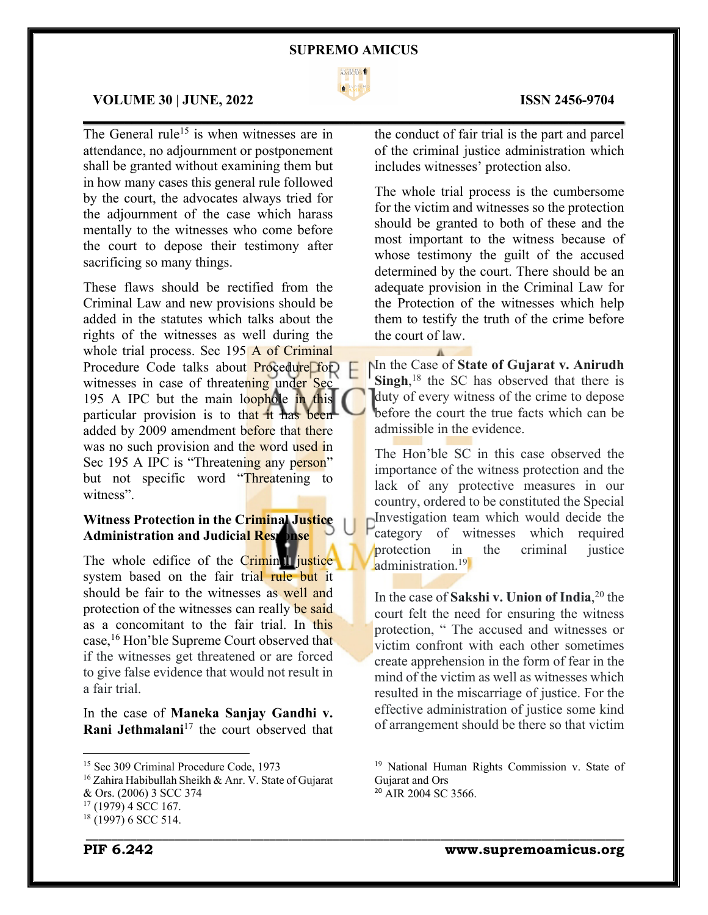The General rule[15] is when witnesses are in attendance, no adjournment or postponement shall be granted without examining them but in how many cases this general rule followed by the court, the advocates always tried for the adjournment of the case which harass mentally to the witnesses who come before the court to depose their testimony after sacrificing so many things.

These flaws should be rectified from the Criminal Law and new provisions should be added in the statutes which talks about the rights of the witnesses as well during the whole trial process. Sec 195 A of Criminal Procedure Code talks about Procedure for witnesses in case of threatening under Sec 195 A IPC but the main loophole in this particular provision is to that it has been added by 2009 amendment before that there was no such provision and the word used in Sec 195 A IPC is "Threatening any person" but not specific word "Threatening to witness".

**Witness Protection in the Criminal Justice Administration and Judicial Response**

The whole edifice of the Criminal justice system based on the fair trial rule but it should be fair to the witnesses as well and protection of the witnesses can really be said as a concomitant to the fair trial. In this case,[16] Hon'ble Supreme Court observed that if the witnesses get threatened or are forced to give false evidence that would not result in a fair trial.

In the case of **Maneka Sanjay Gandhi v. Rani Jethmalani**[17] the court observed that the conduct of fair trial is the part and parcel of the criminal justice administration which includes witnesses' protection also.

The whole trial process is the cumbersome for the victim and witnesses so the protection should be granted to both of these and the most important to the witness because of whose testimony the guilt of the accused determined by the court. There should be an adequate provision in the Criminal Law for the Protection of the witnesses which help them to testify the truth of the crime before the court of law.

In the Case of **State of Gujarat v. Anirudh Singh**,[18] the SC has observed that there is duty of every witness of the crime to depose before the court the true facts which can be admissible in the evidence.

The Hon'ble SC in this case observed the importance of the witness protection and the lack of any protective measures in our country, ordered to be constituted the Special Investigation team which would decide the category of witnesses which required protection in the criminal justice administration.[19]

In the case of **Sakshi v. Union of India**,[20] the court felt the need for ensuring the witness protection, " The accused and witnesses or victim confront with each other sometimes create apprehension in the form of fear in the mind of the victim as well as witnesses which resulted in the miscarriage of justice. For the effective administration of justice some kind of arrangement should be there so that victim

---

[15] Sec 309 Criminal Procedure Code, 1973

[16] Zahira Habibullah Sheikh & Anr. V. State of Gujarat & Ors. (2006) 3 SCC 374

[17] (1979) 4 SCC 167.

[18] (1997) 6 SCC 514.

[19] National Human Rights Commission v. State of Gujarat and Ors

[20] AIR 2004 SC 3566.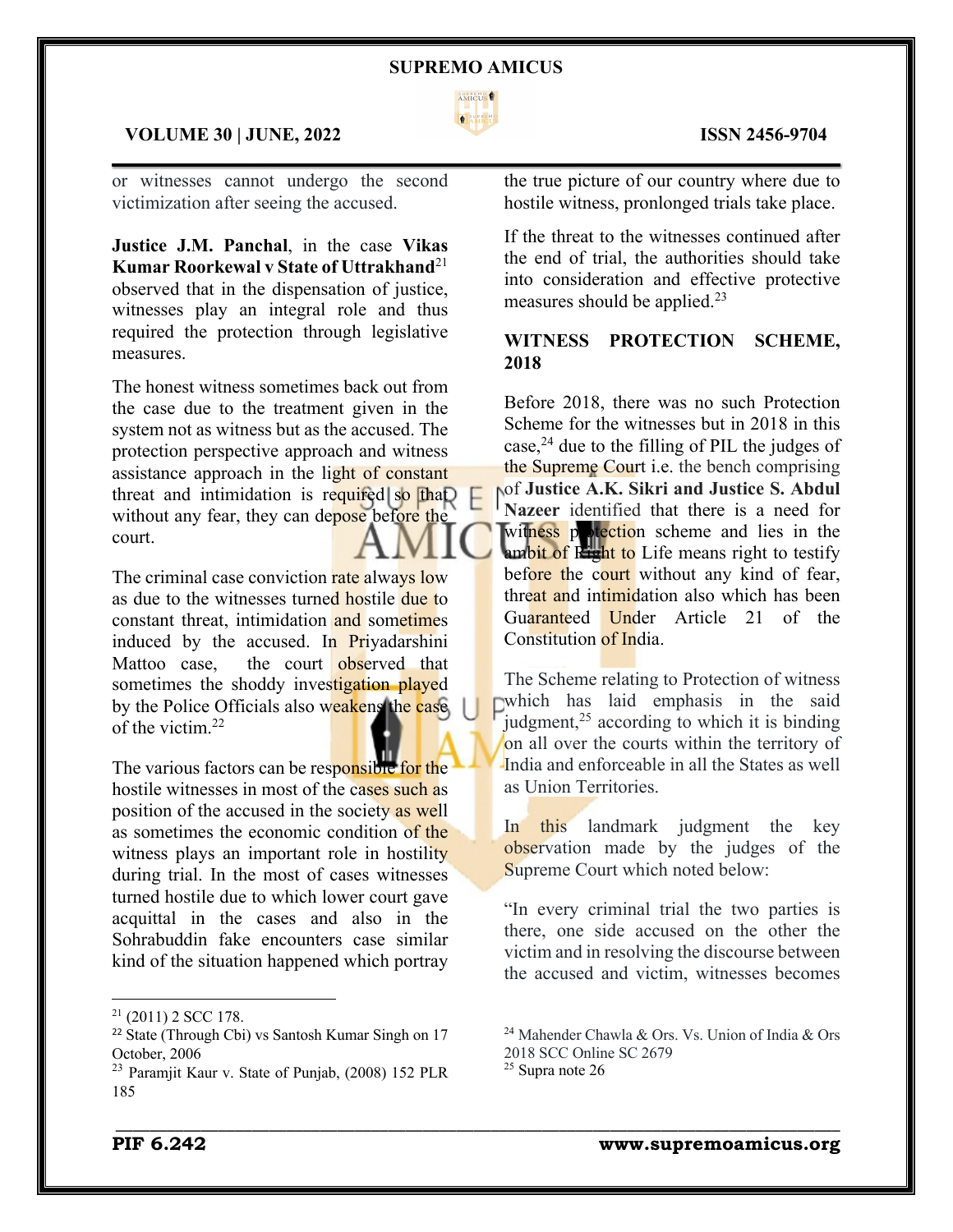or witnesses cannot undergo the second victimization after seeing the accused.

**Justice J.M. Panchal**, in the case **Vikas Kumar Roorkewal v State of Uttrakhand**[21] observed that in the dispensation of justice, witnesses play an integral role and thus required the protection through legislative measures.

The honest witness sometimes back out from the case due to the treatment given in the system not as witness but as the accused. The protection perspective approach and witness assistance approach in the light of constant threat and intimidation is required so that without any fear, they can depose before the court.

The criminal case conviction rate always low as due to the witnesses turned hostile due to constant threat, intimidation and sometimes induced by the accused. In Priyadarshini Mattoo case, the court observed that sometimes the shoddy investigation played by the Police Officials also weakens the case of the victim.[22]

The various factors can be responsible for the hostile witnesses in most of the cases such as position of the accused in the society as well as sometimes the economic condition of the witness plays an important role in hostility during trial. In the most of cases witnesses turned hostile due to which lower court gave acquittal in the cases and also in the Sohrabuddin fake encounters case similar kind of the situation happened which portray the true picture of our country where due to hostile witness, pronlonged trials take place.

If the threat to the witnesses continued after the end of trial, the authorities should take into consideration and effective protective measures should be applied.[23]

## WITNESS PROTECTION SCHEME, 2018

Before 2018, there was no such Protection Scheme for the witnesses but in 2018 in this case,[24] due to the filling of PIL the judges of the Supreme Court i.e. the bench comprising of **Justice A.K. Sikri and Justice S. Abdul Nazeer** identified that there is a need for witness protection scheme and lies in the ambit of Right to Life means right to testify before the court without any kind of fear, threat and intimidation also which has been Guaranteed Under Article 21 of the Constitution of India.

The Scheme relating to Protection of witness which has laid emphasis in the said judgment,[25] according to which it is binding on all over the courts within the territory of India and enforceable in all the States as well as Union Territories.

In this landmark judgment the key observation made by the judges of the Supreme Court which noted below:

"In every criminal trial the two parties is there, one side accused on the other the victim and in resolving the discourse between the accused and victim, witnesses becomes

---

[21] (2011) 2 SCC 178.

[22] State (Through Cbi) vs Santosh Kumar Singh on 17 October, 2006

[23] Paramjit Kaur v. State of Punjab, (2008) 152 PLR 185

[24] Mahender Chawla & Ors. Vs. Union of India & Ors 2018 SCC Online SC 2679

[25] Supra note 26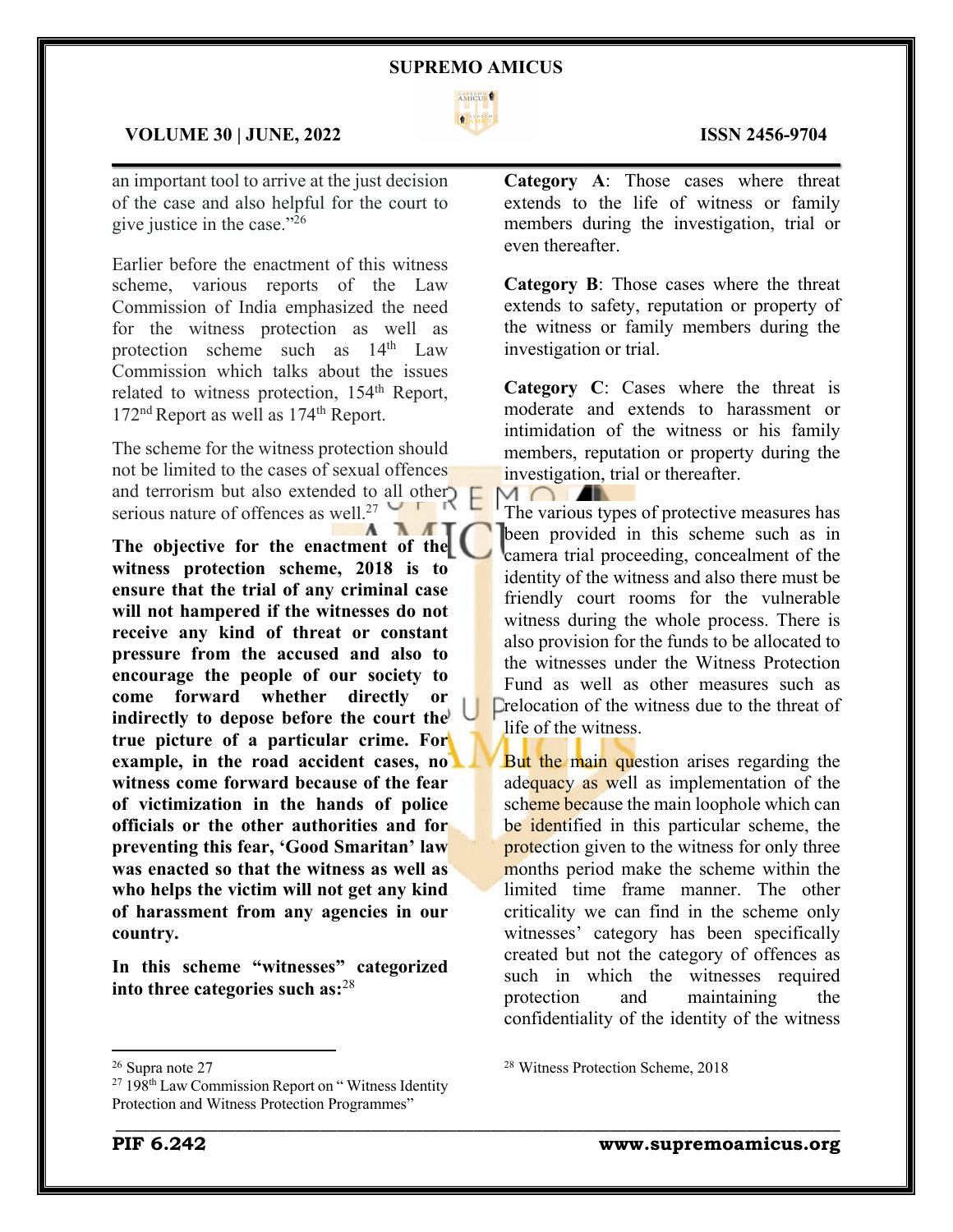an important tool to arrive at the just decision of the case and also helpful for the court to give justice in the case."[26]

Earlier before the enactment of this witness scheme, various reports of the Law Commission of India emphasized the need for the witness protection as well as protection scheme such as 14th Law Commission which talks about the issues related to witness protection, 154th Report, 172nd Report as well as 174th Report.

The scheme for the witness protection should not be limited to the cases of sexual offences and terrorism but also extended to all other serious nature of offences as well.[27]

**The objective for the enactment of the witness protection scheme, 2018 is to ensure that the trial of any criminal case will not hampered if the witnesses do not receive any kind of threat or constant pressure from the accused and also to encourage the people of our society to come forward whether directly or indirectly to depose before the court the true picture of a particular crime. For example, in the road accident cases, no witness come forward because of the fear of victimization in the hands of police officials or the other authorities and for preventing this fear, 'Good Smaritan' law was enacted so that the witness as well as who helps the victim will not get any kind of harassment from any agencies in our country.**

**In this scheme "witnesses" categorized into three categories such as:**[28]

**Category A**: Those cases where threat extends to the life of witness or family members during the investigation, trial or even thereafter.

**Category B**: Those cases where the threat extends to safety, reputation or property of the witness or family members during the investigation or trial.

**Category C**: Cases where the threat is moderate and extends to harassment or intimidation of the witness or his family members, reputation or property during the investigation, trial or thereafter.

The various types of protective measures has been provided in this scheme such as in camera trial proceeding, concealment of the identity of the witness and also there must be friendly court rooms for the vulnerable witness during the whole process. There is also provision for the funds to be allocated to the witnesses under the Witness Protection Fund as well as other measures such as relocation of the witness due to the threat of life of the witness.

But the main question arises regarding the adequacy as well as implementation of the scheme because the main loophole which can be identified in this particular scheme, the protection given to the witness for only three months period make the scheme within the limited time frame manner. The other criticality we can find in the scheme only witnesses' category has been specifically created but not the category of offences as such in which the witnesses required protection and maintaining the confidentiality of the identity of the witness

---

[26] Supra note 27

[27] 198th Law Commission Report on " Witness Identity Protection and Witness Protection Programmes"

[28] Witness Protection Scheme, 2018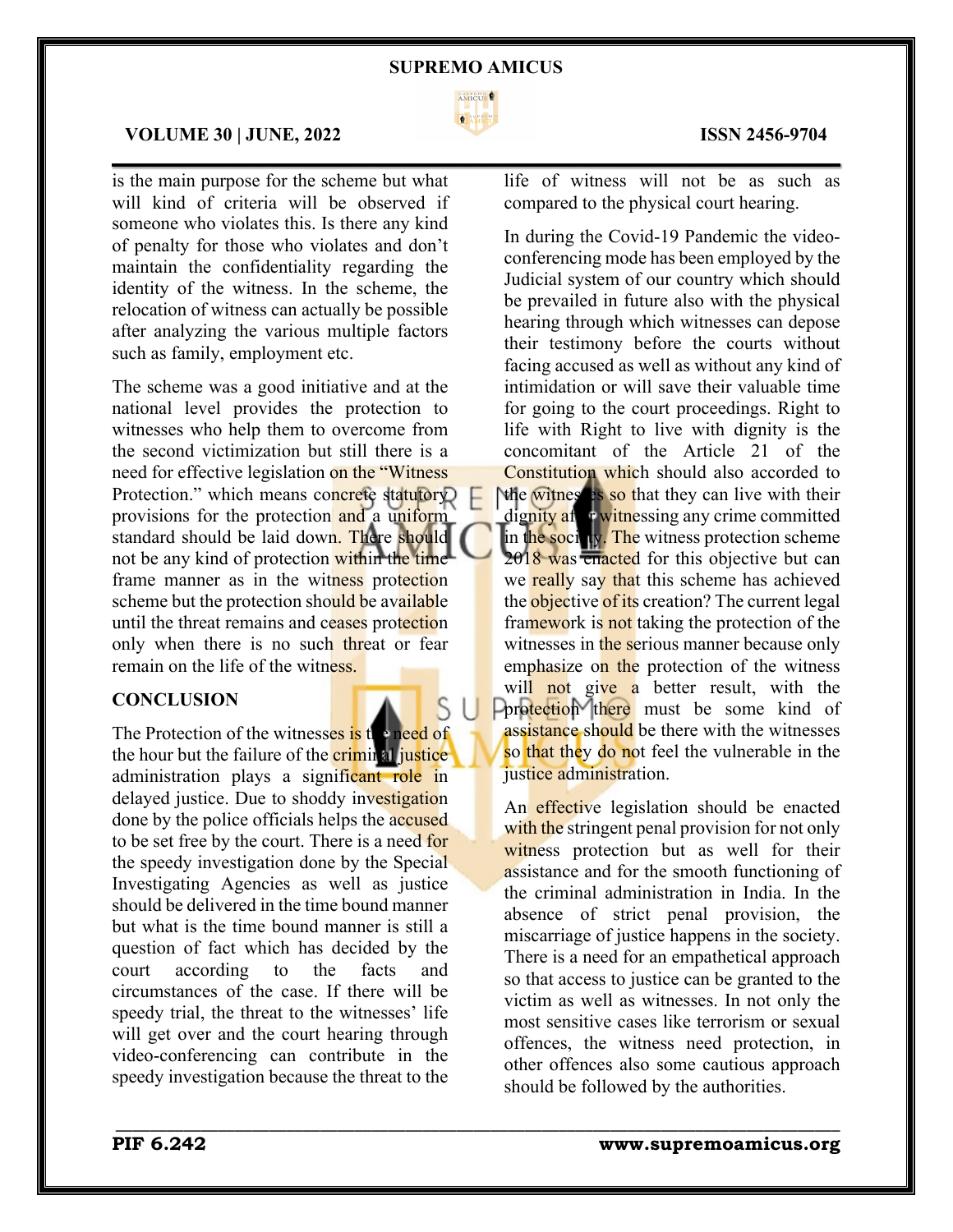is the main purpose for the scheme but what will kind of criteria will be observed if someone who violates this. Is there any kind of penalty for those who violates and don't maintain the confidentiality regarding the identity of the witness. In the scheme, the relocation of witness can actually be possible after analyzing the various multiple factors such as family, employment etc.

The scheme was a good initiative and at the national level provides the protection to witnesses who help them to overcome from the second victimization but still there is a need for effective legislation on the "Witness Protection." which means concrete statutory provisions for the protection and a uniform standard should be laid down. There should not be any kind of protection within the time frame manner as in the witness protection scheme but the protection should be available until the threat remains and ceases protection only when there is no such threat or fear remain on the life of the witness.

## CONCLUSION

The Protection of the witnesses is the need of the hour but the failure of the criminal justice administration plays a significant role in delayed justice. Due to shoddy investigation done by the police officials helps the accused to be set free by the court. There is a need for the speedy investigation done by the Special Investigating Agencies as well as justice should be delivered in the time bound manner but what is the time bound manner is still a question of fact which has decided by the court according to the facts and circumstances of the case. If there will be speedy trial, the threat to the witnesses' life will get over and the court hearing through video-conferencing can contribute in the speedy investigation because the threat to the life of witness will not be as such as compared to the physical court hearing.

In during the Covid-19 Pandemic the video-conferencing mode has been employed by the Judicial system of our country which should be prevailed in future also with the physical hearing through which witnesses can depose their testimony before the courts without facing accused as well as without any kind of intimidation or will save their valuable time for going to the court proceedings. Right to life with Right to live with dignity is the concomitant of the Article 21 of the Constitution which should also accorded to the witnesses so that they can live with their dignity after witnessing any crime committed in the society. The witness protection scheme 2018 was enacted for this objective but can we really say that this scheme has achieved the objective of its creation? The current legal framework is not taking the protection of the witnesses in the serious manner because only emphasize on the protection of the witness will not give a better result, with the protection there must be some kind of assistance should be there with the witnesses so that they do not feel the vulnerable in the justice administration.

An effective legislation should be enacted with the stringent penal provision for not only witness protection but as well for their assistance and for the smooth functioning of the criminal administration in India. In the absence of strict penal provision, the miscarriage of justice happens in the society. There is a need for an empathetical approach so that access to justice can be granted to the victim as well as witnesses. In not only the most sensitive cases like terrorism or sexual offences, the witness need protection, in other offences also some cautious approach should be followed by the authorities.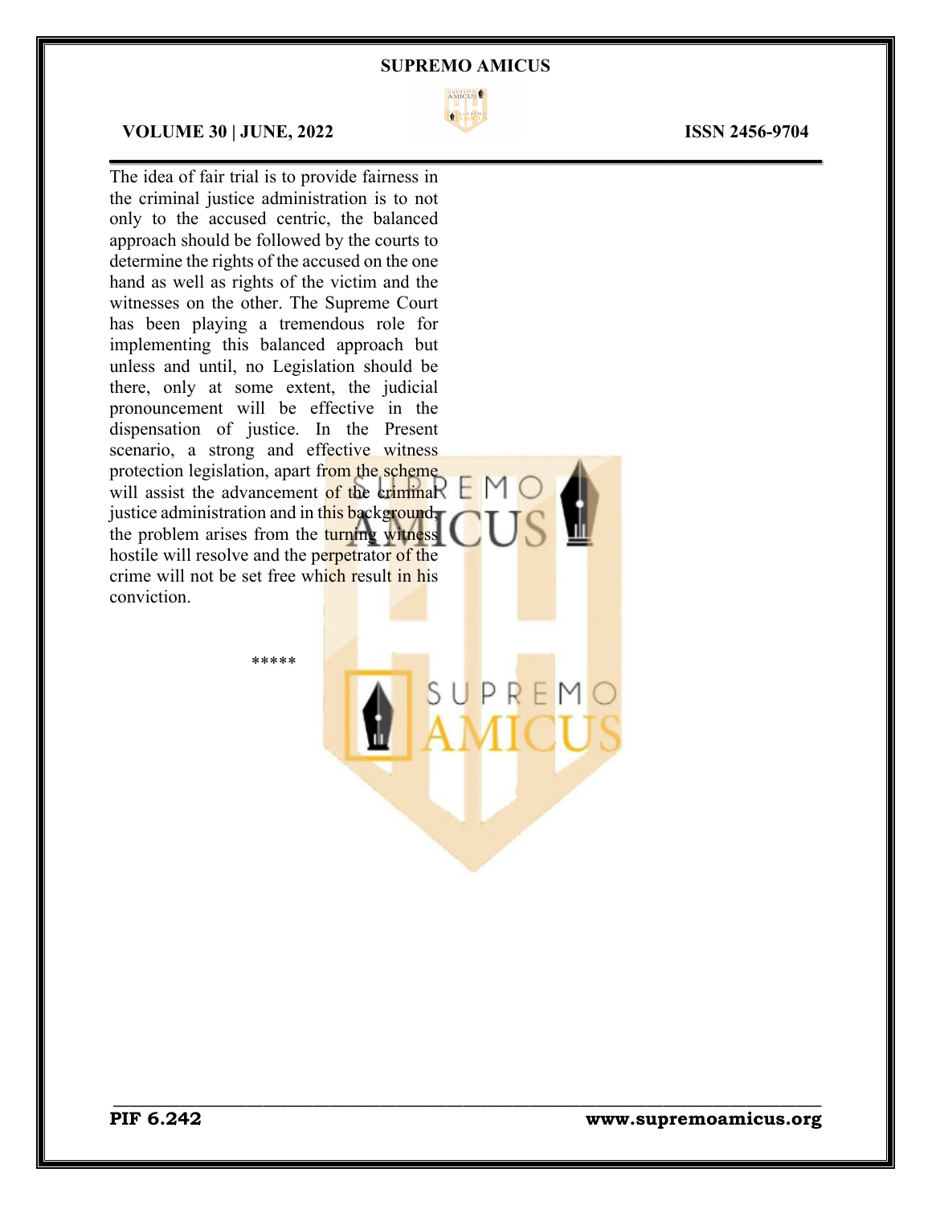The idea of fair trial is to provide fairness in the criminal justice administration is to not only to the accused centric, the balanced approach should be followed by the courts to determine the rights of the accused on the one hand as well as rights of the victim and the witnesses on the other. The Supreme Court has been playing a tremendous role for implementing this balanced approach but unless and until, no Legislation should be there, only at some extent, the judicial pronouncement will be effective in the dispensation of justice. In the Present scenario, a strong and effective witness protection legislation, apart from the scheme will assist the advancement of the criminal justice administration and in this background, the problem arises from the turning witness hostile will resolve and the perpetrator of the crime will not be set free which result in his conviction.

*****